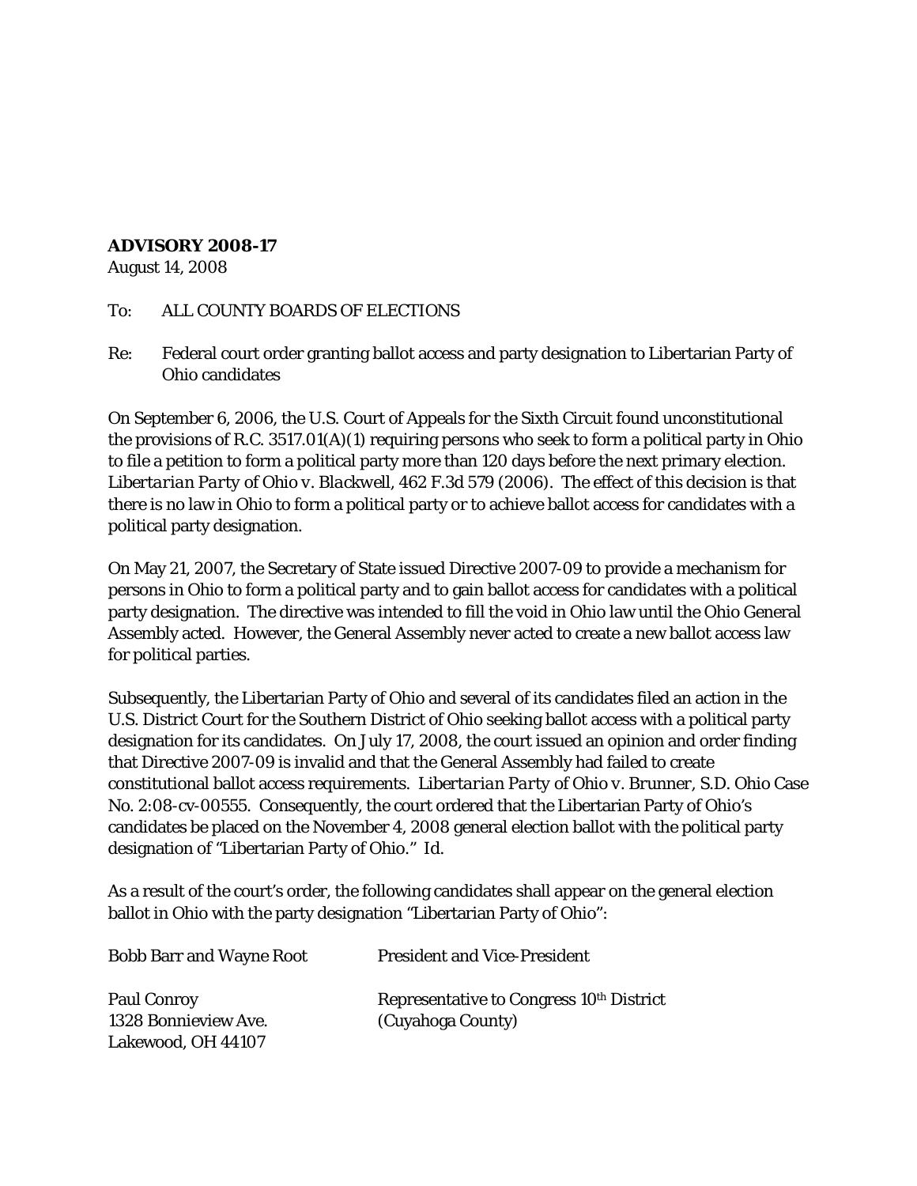**ADVISORY 2008-17**
August 14, 2008

To: ALL COUNTY BOARDS OF ELECTIONS

Re: Federal court order granting ballot access and party designation to Libertarian Party of Ohio candidates

On September 6, 2006, the U.S. Court of Appeals for the Sixth Circuit found unconstitutional the provisions of R.C. 3517.01(A)(1) requiring persons who seek to form a political party in Ohio to file a petition to form a political party more than 120 days before the next primary election. *Libertarian Party of Ohio v. Blackwell*, 462 F.3d 579 (2006). The effect of this decision is that there is no law in Ohio to form a political party or to achieve ballot access for candidates with a political party designation.

On May 21, 2007, the Secretary of State issued Directive 2007-09 to provide a mechanism for persons in Ohio to form a political party and to gain ballot access for candidates with a political party designation. The directive was intended to fill the void in Ohio law until the Ohio General Assembly acted. However, the General Assembly never acted to create a new ballot access law for political parties.

Subsequently, the Libertarian Party of Ohio and several of its candidates filed an action in the U.S. District Court for the Southern District of Ohio seeking ballot access with a political party designation for its candidates. On July 17, 2008, the court issued an opinion and order finding that Directive 2007-09 is invalid and that the General Assembly had failed to create constitutional ballot access requirements. *Libertarian Party of Ohio v. Brunner*, S.D. Ohio Case No. 2:08-cv-00555. Consequently, the court ordered that the Libertarian Party of Ohio's candidates be placed on the November 4, 2008 general election ballot with the political party designation of "Libertarian Party of Ohio." *Id.*

As a result of the court's order, the following candidates shall appear on the general election ballot in Ohio with the party designation "Libertarian Party of Ohio":

| | |
|---|---|
| Bobb Barr and Wayne Root | President and Vice-President |
| Paul Conroy<br>1328 Bonnieview Ave.<br>Lakewood, OH 44107 | Representative to Congress 10th District<br>(Cuyahoga County) |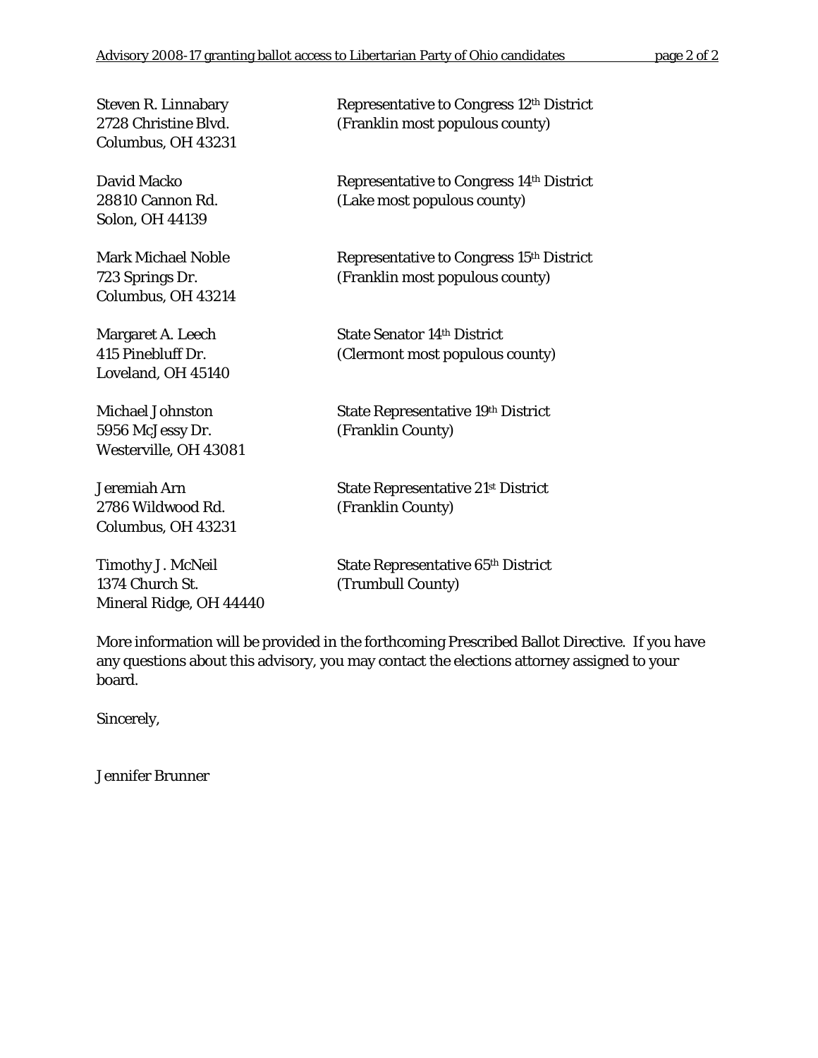Steven R. Linnabary
2728 Christine Blvd.
Columbus, OH 43231

Representative to Congress 12th District
(Franklin most populous county)

David Macko
28810 Cannon Rd.
Solon, OH 44139

Representative to Congress 14th District
(Lake most populous county)

Mark Michael Noble
723 Springs Dr.
Columbus, OH 43214

Representative to Congress 15th District
(Franklin most populous county)

Margaret A. Leech
415 Pinebluff Dr.
Loveland, OH 45140

State Senator 14th District
(Clermont most populous county)

Michael Johnston
5956 McJessy Dr.
Westerville, OH 43081

State Representative 19th District
(Franklin County)

Jeremiah Arn
2786 Wildwood Rd.
Columbus, OH 43231

State Representative 21st District
(Franklin County)

Timothy J. McNeil
1374 Church St.
Mineral Ridge, OH 44440

State Representative 65th District
(Trumbull County)

More information will be provided in the forthcoming Prescribed Ballot Directive. If you have any questions about this advisory, you may contact the elections attorney assigned to your board.

Sincerely,

Jennifer Brunner